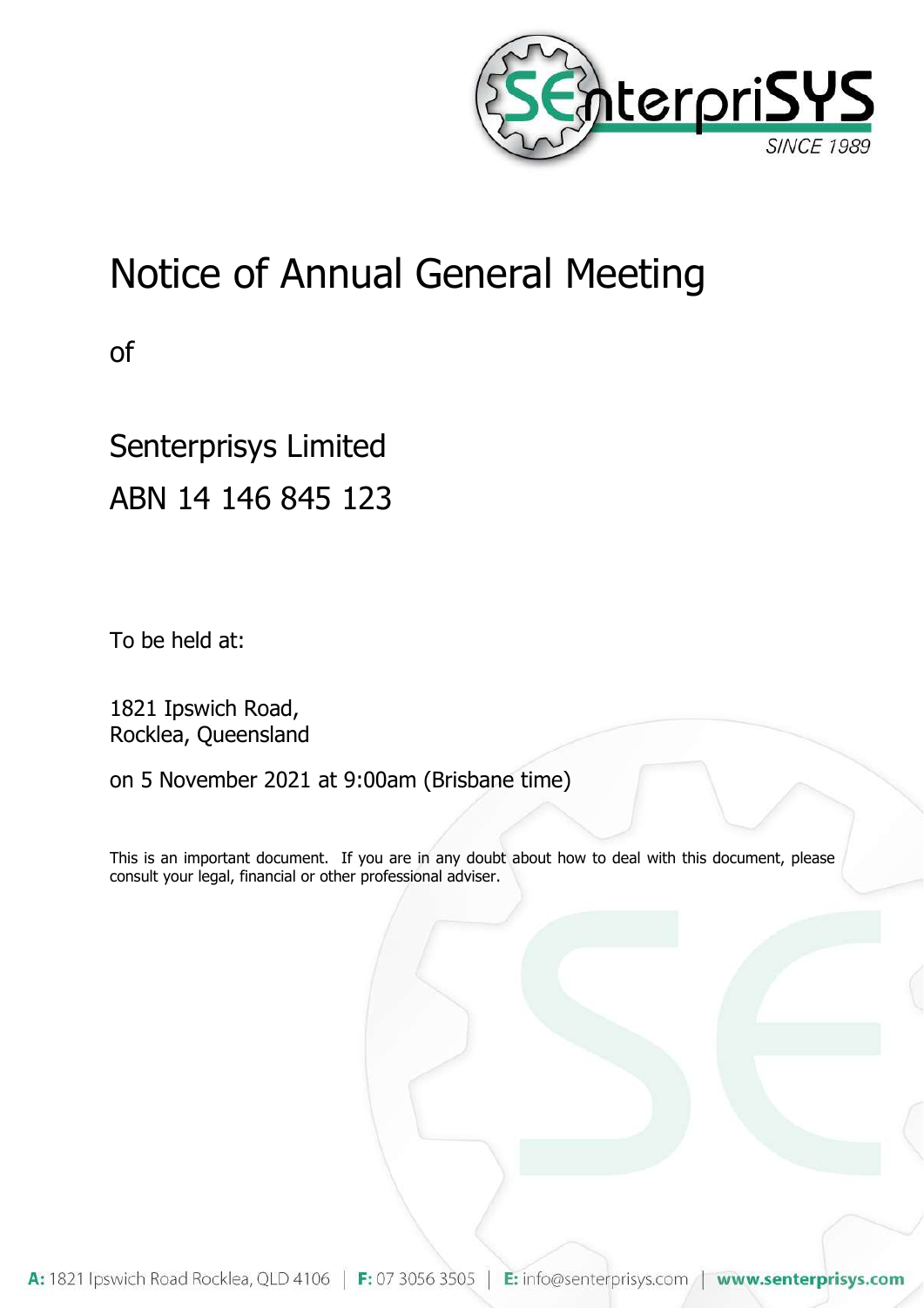# Notice of Annual General Meeting

of

## Senterprisys Limited
## ABN 14 146 845 123

To be held at:

1821 Ipswich Road,
Rocklea, Queensland

on 5 November 2021 at 9:00am (Brisbane time)

This is an important document. If you are in any doubt about how to deal with this document, please consult your legal, financial or other professional adviser.

**A:** 1821 Ipswich Road Rocklea, QLD 4106 | **F:** 07 3056 3505 | **E:** info@senterprisys.com | **www.senterprisys.com**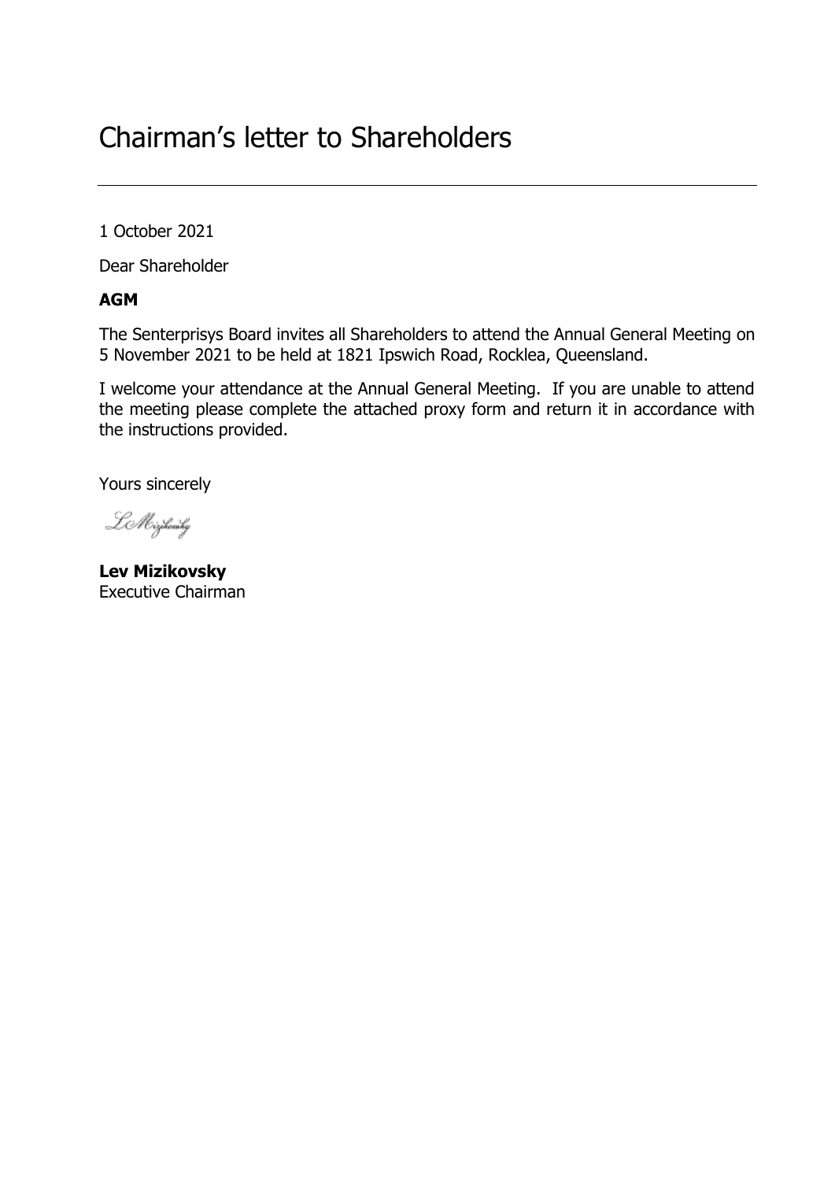# Chairman's letter to Shareholders

1 October 2021

Dear Shareholder

**AGM**

The Senterprisys Board invites all Shareholders to attend the Annual General Meeting on 5 November 2021 to be held at 1821 Ipswich Road, Rocklea, Queensland.

I welcome your attendance at the Annual General Meeting. If you are unable to attend the meeting please complete the attached proxy form and return it in accordance with the instructions provided.

Yours sincerely

**Lev Mizikovsky**
Executive Chairman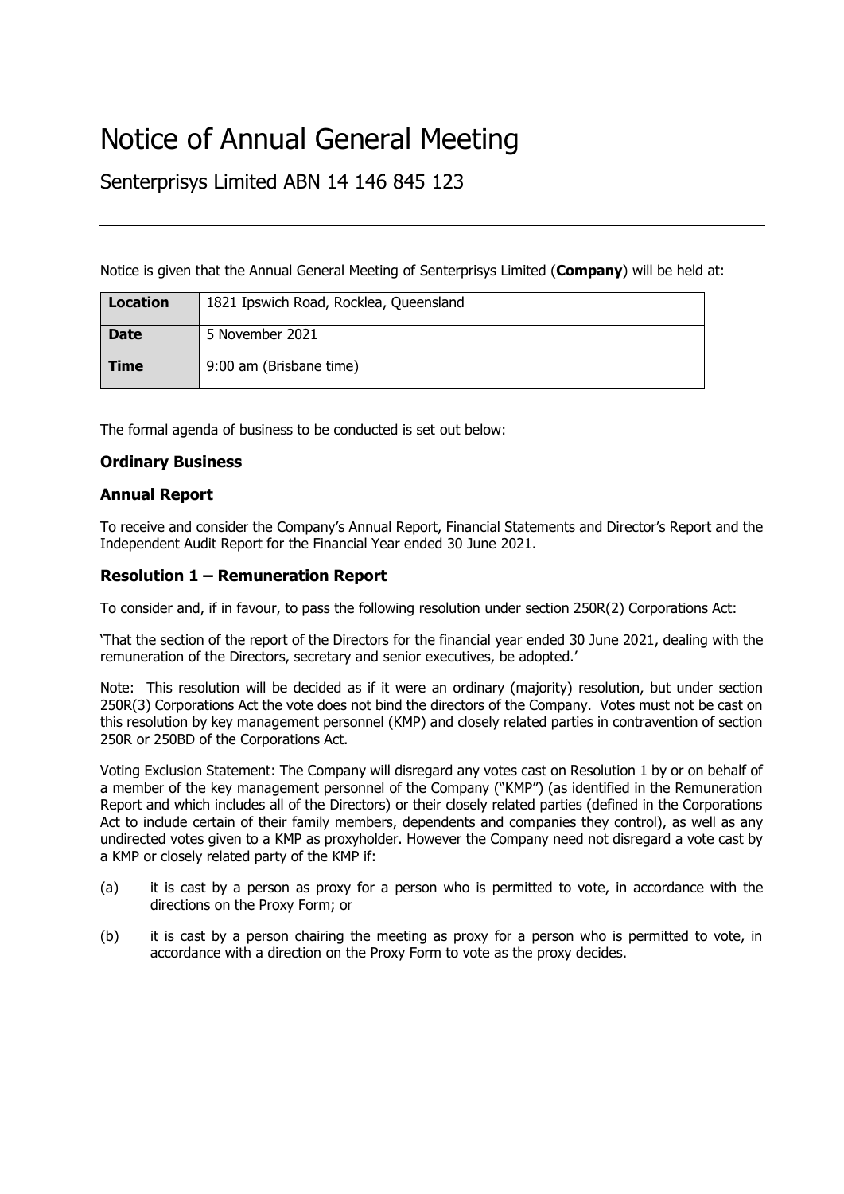# Notice of Annual General Meeting

## Senterprisys Limited ABN 14 146 845 123

---

Notice is given that the Annual General Meeting of Senterprisys Limited (**Company**) will be held at:

| **Location** | 1821 Ipswich Road, Rocklea, Queensland |
|---|---|
| **Date** | 5 November 2021 |
| **Time** | 9:00 am (Brisbane time) |

The formal agenda of business to be conducted is set out below:

### Ordinary Business

### Annual Report

To receive and consider the Company's Annual Report, Financial Statements and Director's Report and the Independent Audit Report for the Financial Year ended 30 June 2021.

### Resolution 1 – Remuneration Report

To consider and, if in favour, to pass the following resolution under section 250R(2) Corporations Act:

'That the section of the report of the Directors for the financial year ended 30 June 2021, dealing with the remuneration of the Directors, secretary and senior executives, be adopted.'

Note: This resolution will be decided as if it were an ordinary (majority) resolution, but under section 250R(3) Corporations Act the vote does not bind the directors of the Company. Votes must not be cast on this resolution by key management personnel (KMP) and closely related parties in contravention of section 250R or 250BD of the Corporations Act.

Voting Exclusion Statement: The Company will disregard any votes cast on Resolution 1 by or on behalf of a member of the key management personnel of the Company ("KMP") (as identified in the Remuneration Report and which includes all of the Directors) or their closely related parties (defined in the Corporations Act to include certain of their family members, dependents and companies they control), as well as any undirected votes given to a KMP as proxyholder. However the Company need not disregard a vote cast by a KMP or closely related party of the KMP if:

(a) it is cast by a person as proxy for a person who is permitted to vote, in accordance with the directions on the Proxy Form; or

(b) it is cast by a person chairing the meeting as proxy for a person who is permitted to vote, in accordance with a direction on the Proxy Form to vote as the proxy decides.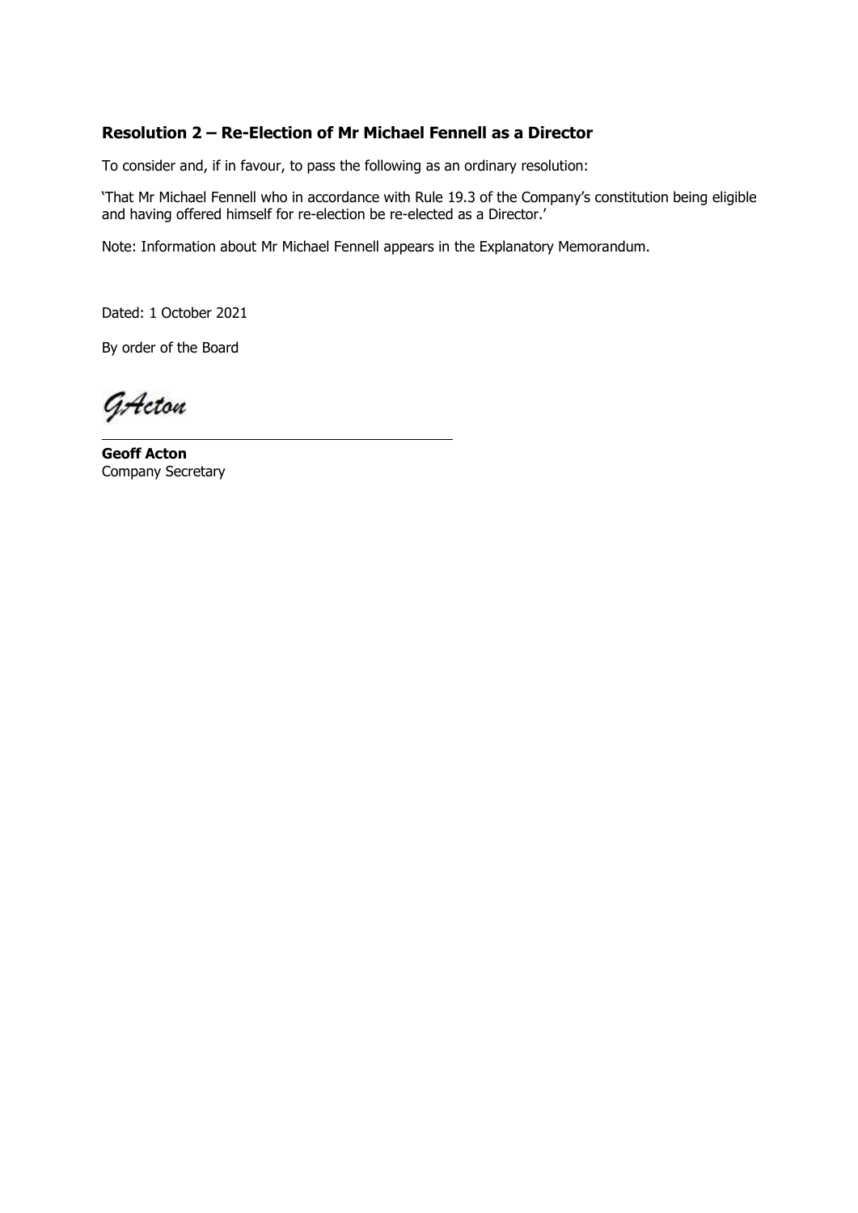### Resolution 2 – Re-Election of Mr Michael Fennell as a Director

To consider and, if in favour, to pass the following as an ordinary resolution:

'That Mr Michael Fennell who in accordance with Rule 19.3 of the Company's constitution being eligible and having offered himself for re-election be re-elected as a Director.'

Note: Information about Mr Michael Fennell appears in the Explanatory Memorandum.

Dated: 1 October 2021

By order of the Board

GActon

**Geoff Acton**
Company Secretary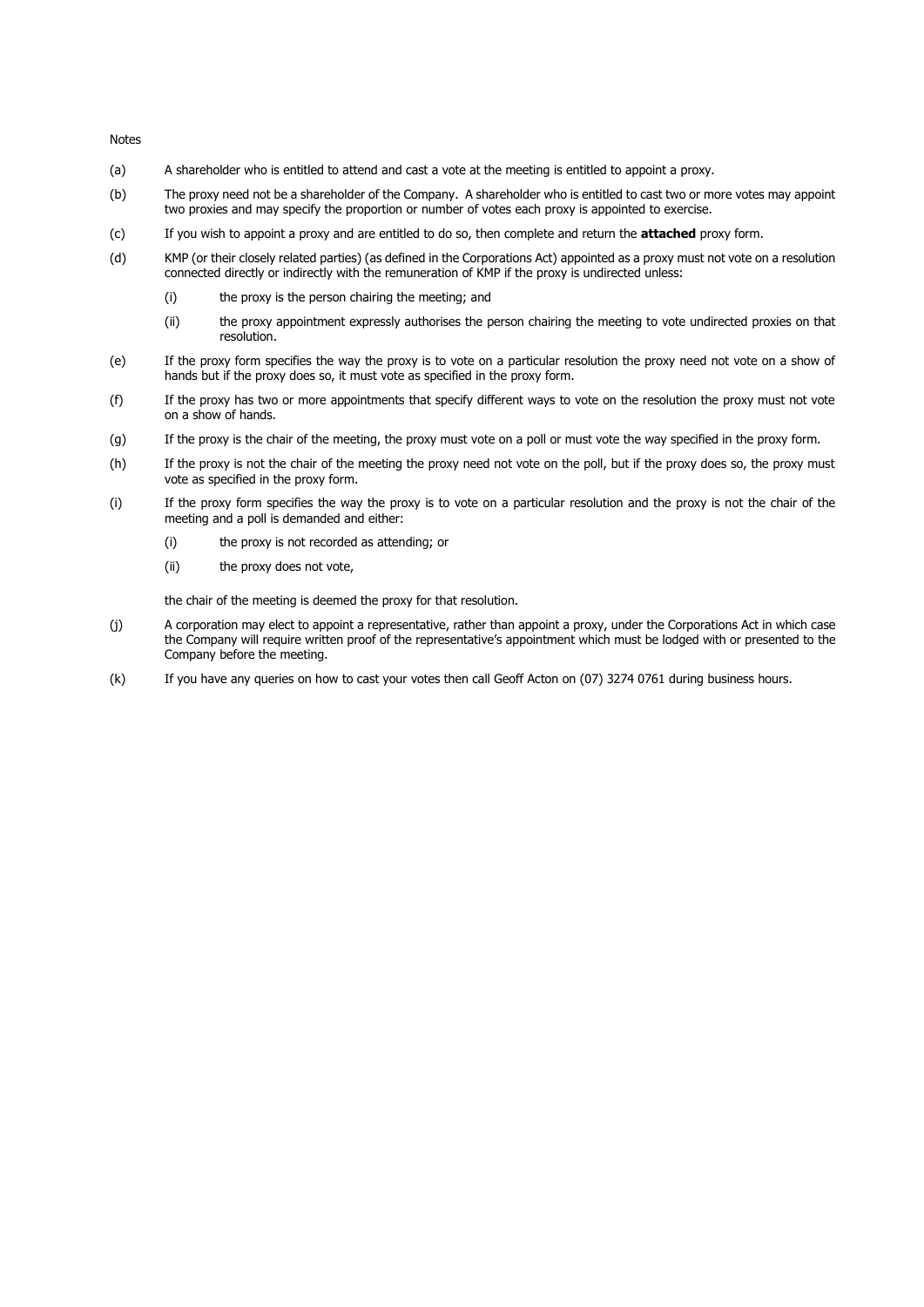Notes

(a) A shareholder who is entitled to attend and cast a vote at the meeting is entitled to appoint a proxy.

(b) The proxy need not be a shareholder of the Company. A shareholder who is entitled to cast two or more votes may appoint two proxies and may specify the proportion or number of votes each proxy is appointed to exercise.

(c) If you wish to appoint a proxy and are entitled to do so, then complete and return the **attached** proxy form.

(d) KMP (or their closely related parties) (as defined in the Corporations Act) appointed as a proxy must not vote on a resolution connected directly or indirectly with the remuneration of KMP if the proxy is undirected unless:

   (i) the proxy is the person chairing the meeting; and

   (ii) the proxy appointment expressly authorises the person chairing the meeting to vote undirected proxies on that resolution.

(e) If the proxy form specifies the way the proxy is to vote on a particular resolution the proxy need not vote on a show of hands but if the proxy does so, it must vote as specified in the proxy form.

(f) If the proxy has two or more appointments that specify different ways to vote on the resolution the proxy must not vote on a show of hands.

(g) If the proxy is the chair of the meeting, the proxy must vote on a poll or must vote the way specified in the proxy form.

(h) If the proxy is not the chair of the meeting the proxy need not vote on the poll, but if the proxy does so, the proxy must vote as specified in the proxy form.

(i) If the proxy form specifies the way the proxy is to vote on a particular resolution and the proxy is not the chair of the meeting and a poll is demanded and either:

   (i) the proxy is not recorded as attending; or

   (ii) the proxy does not vote,

   the chair of the meeting is deemed the proxy for that resolution.

(j) A corporation may elect to appoint a representative, rather than appoint a proxy, under the Corporations Act in which case the Company will require written proof of the representative's appointment which must be lodged with or presented to the Company before the meeting.

(k) If you have any queries on how to cast your votes then call Geoff Acton on (07) 3274 0761 during business hours.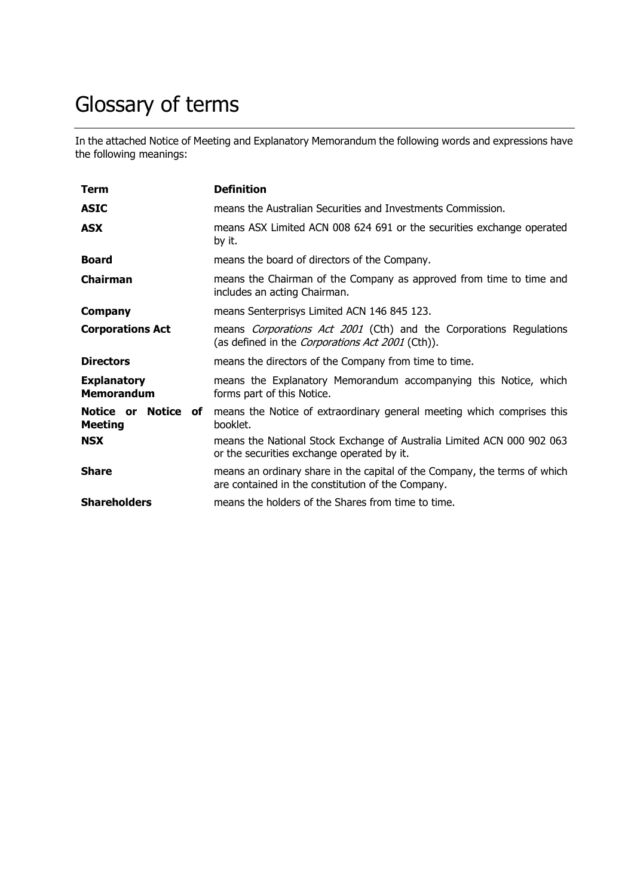# Glossary of terms

In the attached Notice of Meeting and Explanatory Memorandum the following words and expressions have the following meanings:

| Term | Definition |
| --- | --- |
| **ASIC** | means the Australian Securities and Investments Commission. |
| **ASX** | means ASX Limited ACN 008 624 691 or the securities exchange operated by it. |
| **Board** | means the board of directors of the Company. |
| **Chairman** | means the Chairman of the Company as approved from time to time and includes an acting Chairman. |
| **Company** | means Senterprisys Limited ACN 146 845 123. |
| **Corporations Act** | means *Corporations Act 2001* (Cth) and the Corporations Regulations (as defined in the *Corporations Act 2001* (Cth)). |
| **Directors** | means the directors of the Company from time to time. |
| **Explanatory Memorandum** | means the Explanatory Memorandum accompanying this Notice, which forms part of this Notice. |
| **Notice or Notice of Meeting** | means the Notice of extraordinary general meeting which comprises this booklet. |
| **NSX** | means the National Stock Exchange of Australia Limited ACN 000 902 063 or the securities exchange operated by it. |
| **Share** | means an ordinary share in the capital of the Company, the terms of which are contained in the constitution of the Company. |
| **Shareholders** | means the holders of the Shares from time to time. |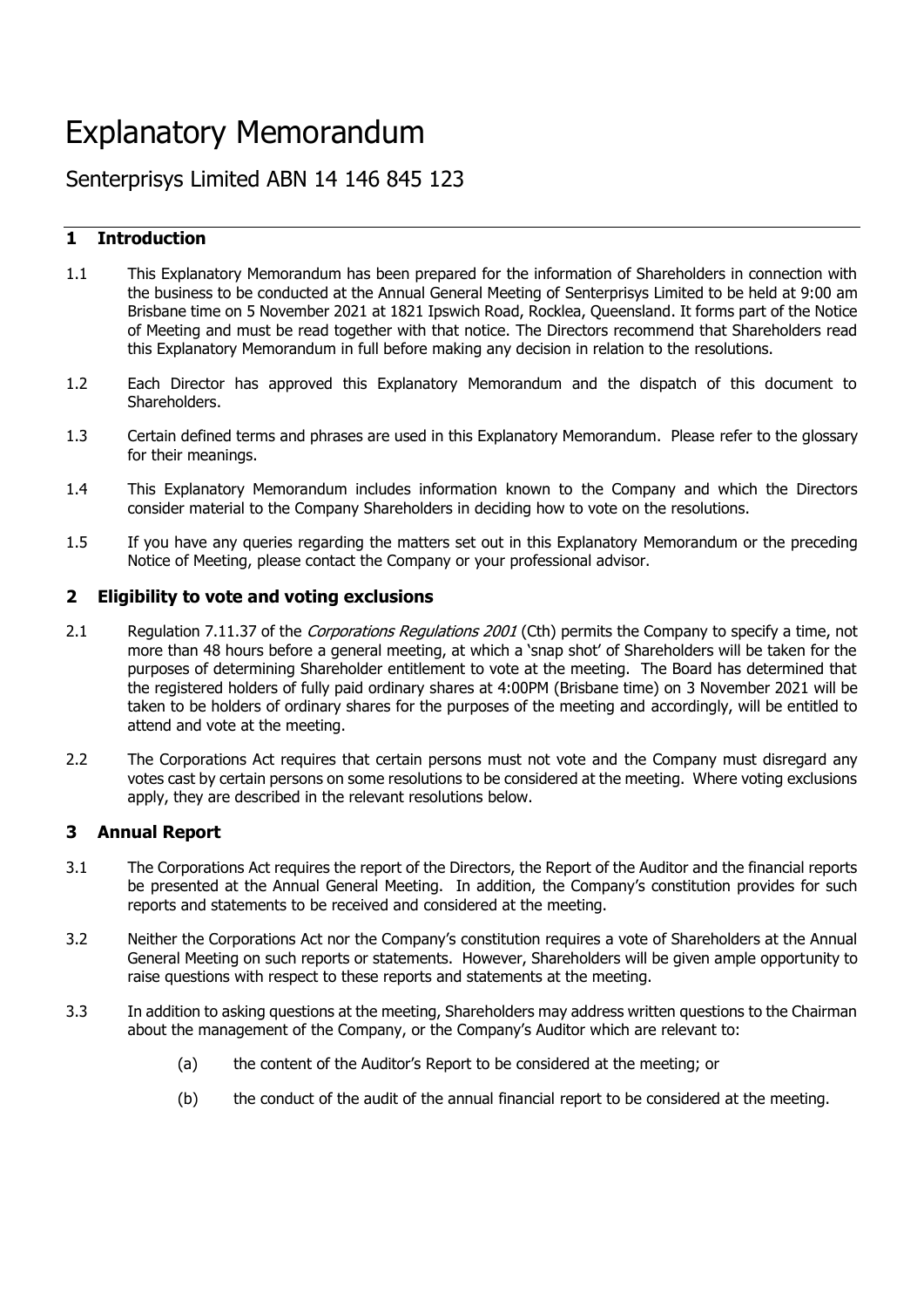# Explanatory Memorandum

## Senterprisys Limited ABN 14 146 845 123

### 1 Introduction

1.1 This Explanatory Memorandum has been prepared for the information of Shareholders in connection with the business to be conducted at the Annual General Meeting of Senterprisys Limited to be held at 9:00 am Brisbane time on 5 November 2021 at 1821 Ipswich Road, Rocklea, Queensland. It forms part of the Notice of Meeting and must be read together with that notice. The Directors recommend that Shareholders read this Explanatory Memorandum in full before making any decision in relation to the resolutions.

1.2 Each Director has approved this Explanatory Memorandum and the dispatch of this document to Shareholders.

1.3 Certain defined terms and phrases are used in this Explanatory Memorandum. Please refer to the glossary for their meanings.

1.4 This Explanatory Memorandum includes information known to the Company and which the Directors consider material to the Company Shareholders in deciding how to vote on the resolutions.

1.5 If you have any queries regarding the matters set out in this Explanatory Memorandum or the preceding Notice of Meeting, please contact the Company or your professional advisor.

### 2 Eligibility to vote and voting exclusions

2.1 Regulation 7.11.37 of the *Corporations Regulations 2001* (Cth) permits the Company to specify a time, not more than 48 hours before a general meeting, at which a 'snap shot' of Shareholders will be taken for the purposes of determining Shareholder entitlement to vote at the meeting. The Board has determined that the registered holders of fully paid ordinary shares at 4:00PM (Brisbane time) on 3 November 2021 will be taken to be holders of ordinary shares for the purposes of the meeting and accordingly, will be entitled to attend and vote at the meeting.

2.2 The Corporations Act requires that certain persons must not vote and the Company must disregard any votes cast by certain persons on some resolutions to be considered at the meeting. Where voting exclusions apply, they are described in the relevant resolutions below.

### 3 Annual Report

3.1 The Corporations Act requires the report of the Directors, the Report of the Auditor and the financial reports be presented at the Annual General Meeting. In addition, the Company's constitution provides for such reports and statements to be received and considered at the meeting.

3.2 Neither the Corporations Act nor the Company's constitution requires a vote of Shareholders at the Annual General Meeting on such reports or statements. However, Shareholders will be given ample opportunity to raise questions with respect to these reports and statements at the meeting.

3.3 In addition to asking questions at the meeting, Shareholders may address written questions to the Chairman about the management of the Company, or the Company's Auditor which are relevant to:

(a) the content of the Auditor's Report to be considered at the meeting; or

(b) the conduct of the audit of the annual financial report to be considered at the meeting.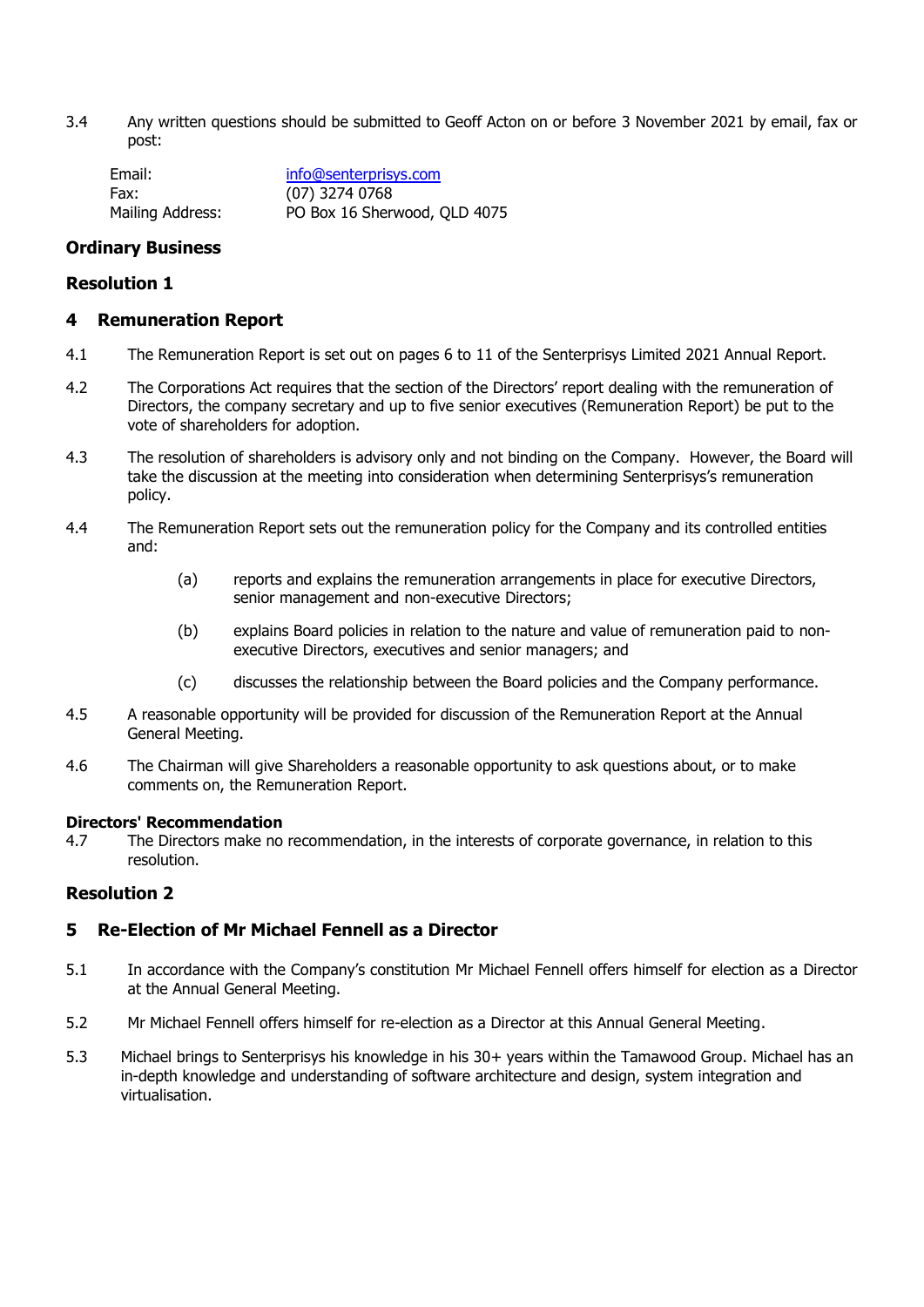3.4 Any written questions should be submitted to Geoff Acton on or before 3 November 2021 by email, fax or post:

| | |
|---|---|
| Email: | info@senterprisys.com |
| Fax: | (07) 3274 0768 |
| Mailing Address: | PO Box 16 Sherwood, QLD 4075 |

## Ordinary Business

## Resolution 1

## 4 Remuneration Report

4.1 The Remuneration Report is set out on pages 6 to 11 of the Senterprisys Limited 2021 Annual Report.

4.2 The Corporations Act requires that the section of the Directors' report dealing with the remuneration of Directors, the company secretary and up to five senior executives (Remuneration Report) be put to the vote of shareholders for adoption.

4.3 The resolution of shareholders is advisory only and not binding on the Company. However, the Board will take the discussion at the meeting into consideration when determining Senterprisys's remuneration policy.

4.4 The Remuneration Report sets out the remuneration policy for the Company and its controlled entities and:

(a) reports and explains the remuneration arrangements in place for executive Directors, senior management and non-executive Directors;

(b) explains Board policies in relation to the nature and value of remuneration paid to non-executive Directors, executives and senior managers; and

(c) discusses the relationship between the Board policies and the Company performance.

4.5 A reasonable opportunity will be provided for discussion of the Remuneration Report at the Annual General Meeting.

4.6 The Chairman will give Shareholders a reasonable opportunity to ask questions about, or to make comments on, the Remuneration Report.

**Directors' Recommendation**

4.7 The Directors make no recommendation, in the interests of corporate governance, in relation to this resolution.

## Resolution 2

## 5 Re-Election of Mr Michael Fennell as a Director

5.1 In accordance with the Company's constitution Mr Michael Fennell offers himself for election as a Director at the Annual General Meeting.

5.2 Mr Michael Fennell offers himself for re-election as a Director at this Annual General Meeting.

5.3 Michael brings to Senterprisys his knowledge in his 30+ years within the Tamawood Group. Michael has an in-depth knowledge and understanding of software architecture and design, system integration and virtualisation.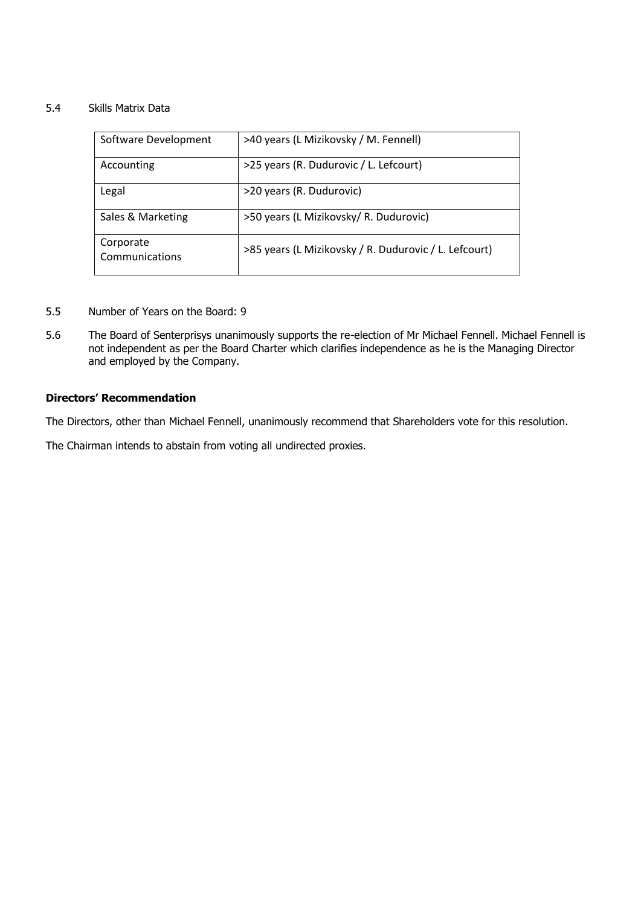5.4 Skills Matrix Data

| | |
|---|---|
| Software Development | >40 years (L Mizikovsky / M. Fennell) |
| Accounting | >25 years (R. Dudurovic / L. Lefcourt) |
| Legal | >20 years (R. Dudurovic) |
| Sales & Marketing | >50 years (L Mizikovsky/ R. Dudurovic) |
| Corporate Communications | >85 years (L Mizikovsky / R. Dudurovic / L. Lefcourt) |

5.5 Number of Years on the Board: 9

5.6 The Board of Senterprisys unanimously supports the re-election of Mr Michael Fennell. Michael Fennell is not independent as per the Board Charter which clarifies independence as he is the Managing Director and employed by the Company.

**Directors' Recommendation**

The Directors, other than Michael Fennell, unanimously recommend that Shareholders vote for this resolution.

The Chairman intends to abstain from voting all undirected proxies.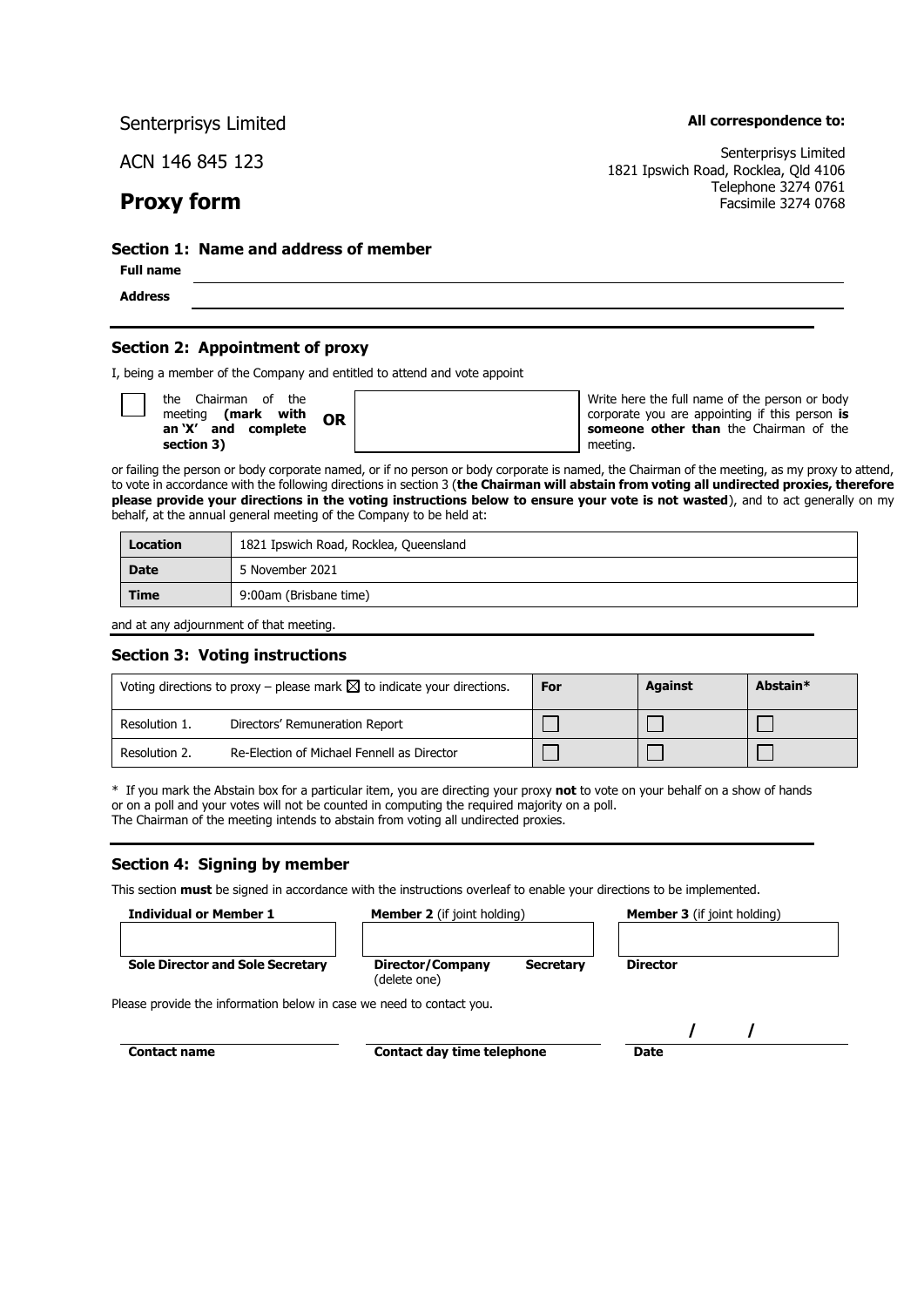Senterprisys Limited

ACN 146 845 123

# Proxy form

**All correspondence to:**

Senterprisys Limited
1821 Ipswich Road, Rocklea, Qld 4106
Telephone 3274 0761
Facsimile 3274 0768

## Section 1: Name and address of member

**Full name** ______________________________

**Address** ______________________________

## Section 2: Appointment of proxy

I, being a member of the Company and entitled to attend and vote appoint

☐ the Chairman of the meeting **(mark with an 'X' and complete section 3)** **OR** ______________ Write here the full name of the person or body corporate you are appointing if this person **is someone other than** the Chairman of the meeting.

or failing the person or body corporate named, or if no person or body corporate is named, the Chairman of the meeting, as my proxy to attend, to vote in accordance with the following directions in section 3 (**the Chairman will abstain from voting all undirected proxies, therefore please provide your directions in the voting instructions below to ensure your vote is not wasted**), and to act generally on my behalf, at the annual general meeting of the Company to be held at:

| | |
|---|---|
| **Location** | 1821 Ipswich Road, Rocklea, Queensland |
| **Date** | 5 November 2021 |
| **Time** | 9:00am (Brisbane time) |

and at any adjournment of that meeting.

## Section 3: Voting instructions

| Voting directions to proxy – please mark ☒ to indicate your directions. | | **For** | **Against** | **Abstain*** |
|---|---|---|---|---|
| Resolution 1. | Directors' Remuneration Report | ☐ | ☐ | ☐ |
| Resolution 2. | Re-Election of Michael Fennell as Director | ☐ | ☐ | ☐ |

* If you mark the Abstain box for a particular item, you are directing your proxy **not** to vote on your behalf on a show of hands or on a poll and your votes will not be counted in computing the required majority on a poll.
The Chairman of the meeting intends to abstain from voting all undirected proxies.

## Section 4: Signing by member

This section **must** be signed in accordance with the instructions overleaf to enable your directions to be implemented.

| **Individual or Member 1** | **Member 2** (if joint holding) | **Member 3** (if joint holding) |
|---|---|---|
| | | |
| **Sole Director and Sole Secretary** | **Director/Company Secretary** (delete one) | **Director** |

Please provide the information below in case we need to contact you.

| **Contact name** | **Contact day time telephone** | **Date** / / |
|---|---|---|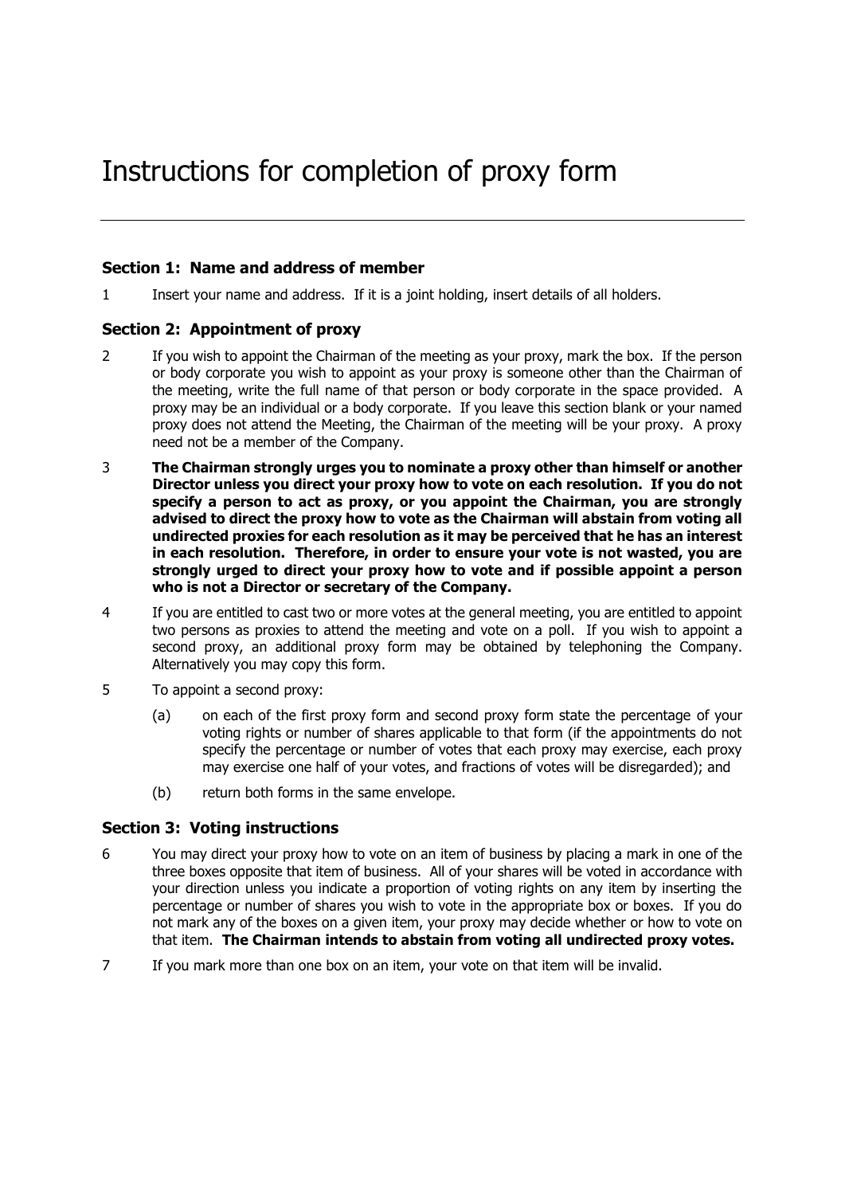# Instructions for completion of proxy form

### Section 1: Name and address of member

1 Insert your name and address. If it is a joint holding, insert details of all holders.

### Section 2: Appointment of proxy

2 If you wish to appoint the Chairman of the meeting as your proxy, mark the box. If the person or body corporate you wish to appoint as your proxy is someone other than the Chairman of the meeting, write the full name of that person or body corporate in the space provided. A proxy may be an individual or a body corporate. If you leave this section blank or your named proxy does not attend the Meeting, the Chairman of the meeting will be your proxy. A proxy need not be a member of the Company.

3 **The Chairman strongly urges you to nominate a proxy other than himself or another Director unless you direct your proxy how to vote on each resolution. If you do not specify a person to act as proxy, or you appoint the Chairman, you are strongly advised to direct the proxy how to vote as the Chairman will abstain from voting all undirected proxies for each resolution as it may be perceived that he has an interest in each resolution. Therefore, in order to ensure your vote is not wasted, you are strongly urged to direct your proxy how to vote and if possible appoint a person who is not a Director or secretary of the Company.**

4 If you are entitled to cast two or more votes at the general meeting, you are entitled to appoint two persons as proxies to attend the meeting and vote on a poll. If you wish to appoint a second proxy, an additional proxy form may be obtained by telephoning the Company. Alternatively you may copy this form.

5 To appoint a second proxy:

   (a) on each of the first proxy form and second proxy form state the percentage of your voting rights or number of shares applicable to that form (if the appointments do not specify the percentage or number of votes that each proxy may exercise, each proxy may exercise one half of your votes, and fractions of votes will be disregarded); and

   (b) return both forms in the same envelope.

### Section 3: Voting instructions

6 You may direct your proxy how to vote on an item of business by placing a mark in one of the three boxes opposite that item of business. All of your shares will be voted in accordance with your direction unless you indicate a proportion of voting rights on any item by inserting the percentage or number of shares you wish to vote in the appropriate box or boxes. If you do not mark any of the boxes on a given item, your proxy may decide whether or how to vote on that item. **The Chairman intends to abstain from voting all undirected proxy votes.**

7 If you mark more than one box on an item, your vote on that item will be invalid.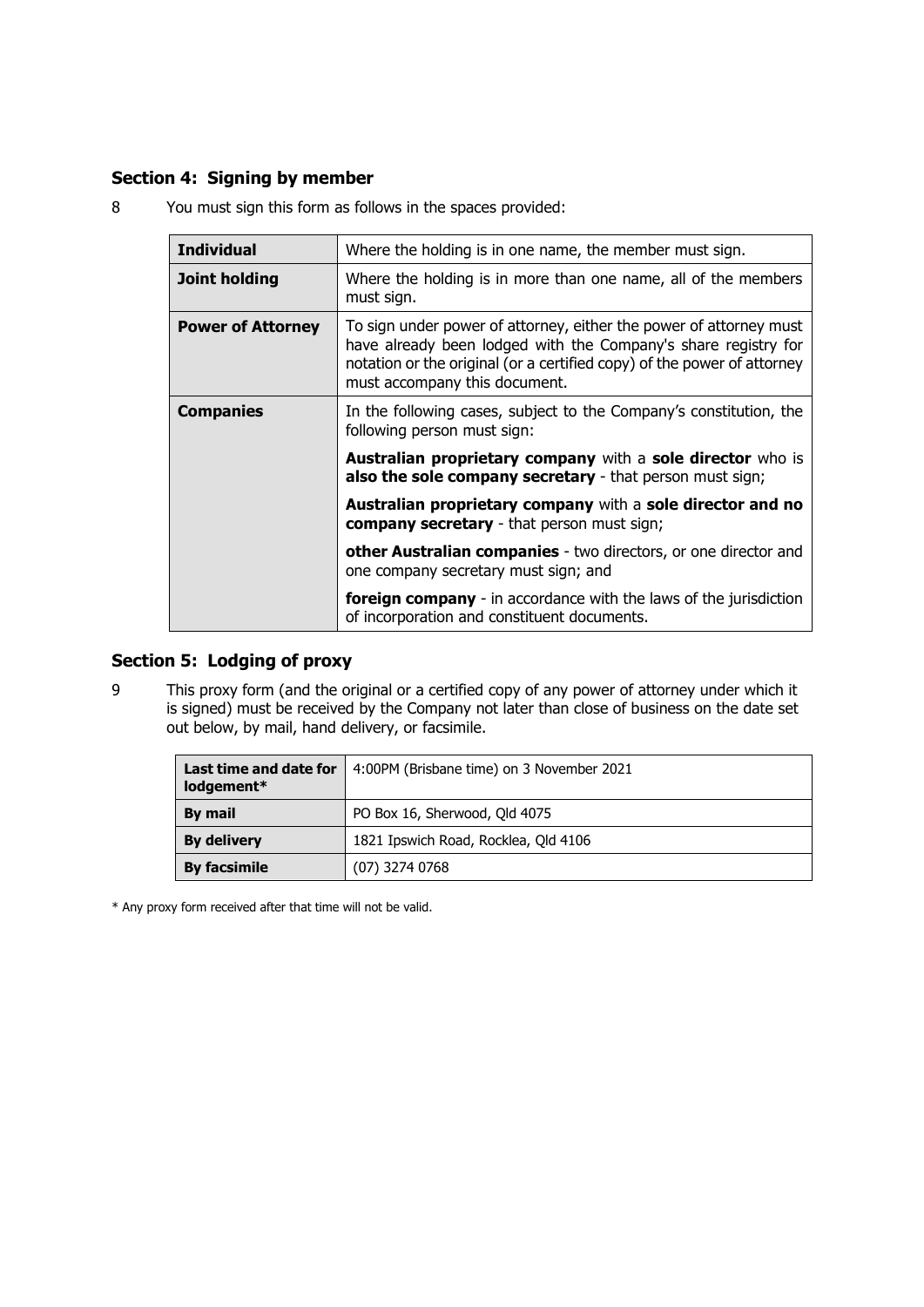## Section 4: Signing by member

8 You must sign this form as follows in the spaces provided:

| | |
|---|---|
| **Individual** | Where the holding is in one name, the member must sign. |
| **Joint holding** | Where the holding is in more than one name, all of the members must sign. |
| **Power of Attorney** | To sign under power of attorney, either the power of attorney must have already been lodged with the Company's share registry for notation or the original (or a certified copy) of the power of attorney must accompany this document. |
| **Companies** | In the following cases, subject to the Company's constitution, the following person must sign: |
| | **Australian proprietary company** with a **sole director** who is **also the sole company secretary** - that person must sign; |
| | **Australian proprietary company** with a **sole director and no company secretary** - that person must sign; |
| | **other Australian companies** - two directors, or one director and one company secretary must sign; and |
| | **foreign company** - in accordance with the laws of the jurisdiction of incorporation and constituent documents. |

## Section 5: Lodging of proxy

9 This proxy form (and the original or a certified copy of any power of attorney under which it is signed) must be received by the Company not later than close of business on the date set out below, by mail, hand delivery, or facsimile.

| | |
|---|---|
| **Last time and date for lodgement*** | 4:00PM (Brisbane time) on 3 November 2021 |
| **By mail** | PO Box 16, Sherwood, Qld 4075 |
| **By delivery** | 1821 Ipswich Road, Rocklea, Qld 4106 |
| **By facsimile** | (07) 3274 0768 |

* Any proxy form received after that time will not be valid.